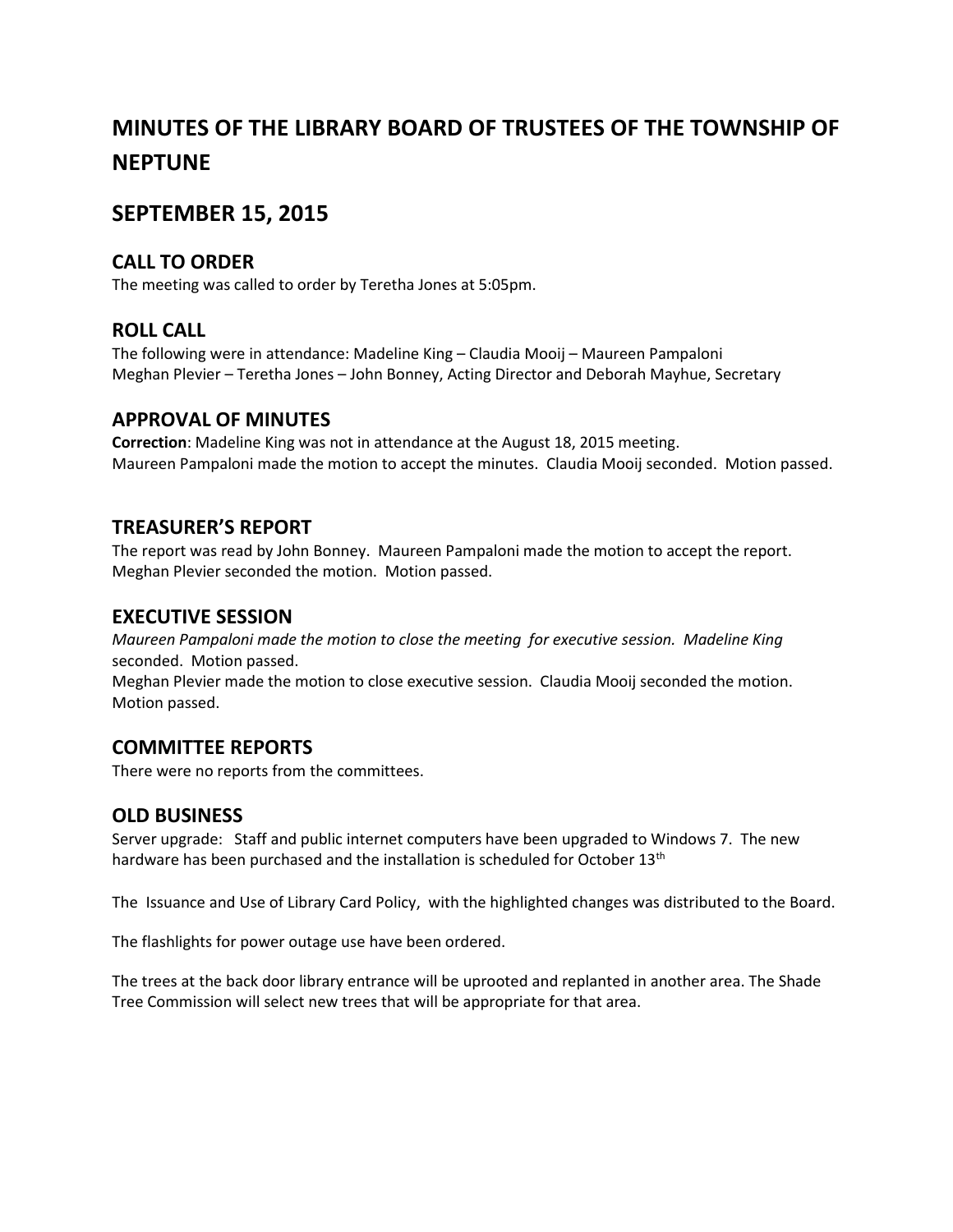# MINUTES OF THE LIBRARY BOARD OF TRUSTEES OF THE TOWNSHIP OF NEPTUNE

## SEPTEMBER 15, 2015

### CALL TO ORDER

The meeting was called to order by Teretha Jones at 5:05pm.

### ROLL CALL

The following were in attendance: Madeline King – Claudia Mooij – Maureen Pampaloni
Meghan Plevier – Teretha Jones – John Bonney, Acting Director and Deborah Mayhue, Secretary

### APPROVAL OF MINUTES

**Correction**: Madeline King was not in attendance at the August 18, 2015 meeting.
Maureen Pampaloni made the motion to accept the minutes. Claudia Mooij seconded. Motion passed.

### TREASURER'S REPORT

The report was read by John Bonney. Maureen Pampaloni made the motion to accept the report. Meghan Plevier seconded the motion. Motion passed.

### EXECUTIVE SESSION

*Maureen Pampaloni made the motion to close the meeting for executive session. Madeline King* seconded. Motion passed.
Meghan Plevier made the motion to close executive session. Claudia Mooij seconded the motion. Motion passed.

### COMMITTEE REPORTS

There were no reports from the committees.

### OLD BUSINESS

Server upgrade: Staff and public internet computers have been upgraded to Windows 7. The new hardware has been purchased and the installation is scheduled for October 13th

The Issuance and Use of Library Card Policy, with the highlighted changes was distributed to the Board.

The flashlights for power outage use have been ordered.

The trees at the back door library entrance will be uprooted and replanted in another area. The Shade Tree Commission will select new trees that will be appropriate for that area.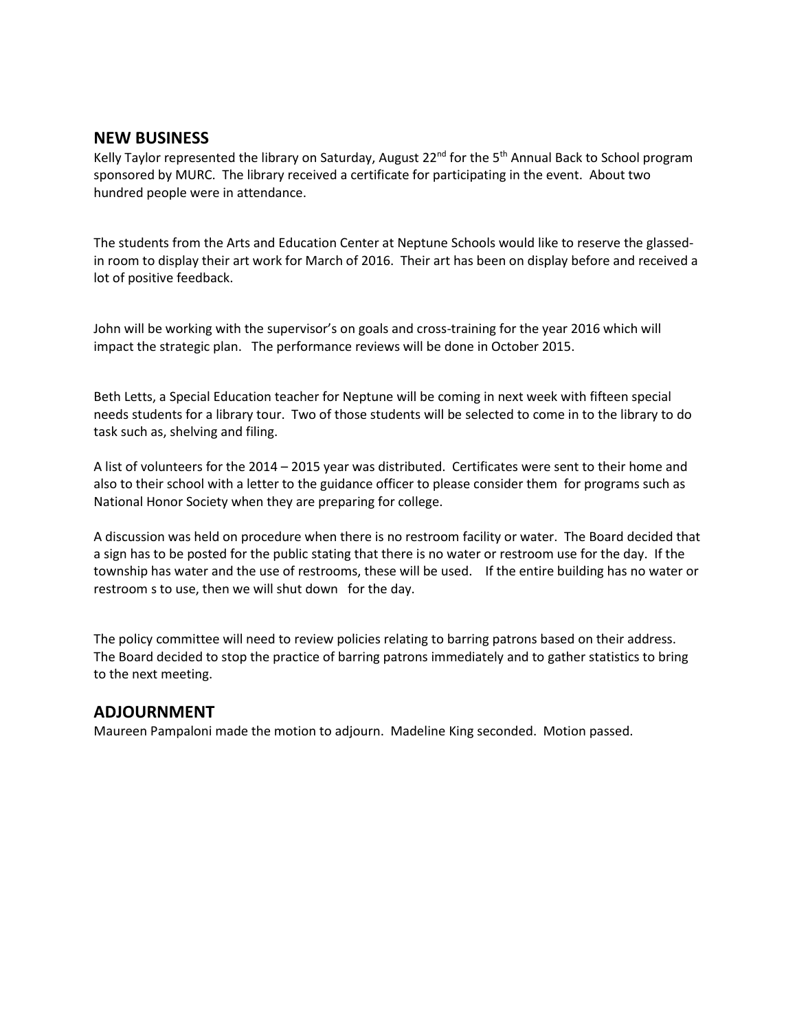## NEW BUSINESS

Kelly Taylor represented the library on Saturday, August 22nd for the 5th Annual Back to School program sponsored by MURC. The library received a certificate for participating in the event. About two hundred people were in attendance.

The students from the Arts and Education Center at Neptune Schools would like to reserve the glassed-in room to display their art work for March of 2016. Their art has been on display before and received a lot of positive feedback.

John will be working with the supervisor's on goals and cross-training for the year 2016 which will impact the strategic plan. The performance reviews will be done in October 2015.

Beth Letts, a Special Education teacher for Neptune will be coming in next week with fifteen special needs students for a library tour. Two of those students will be selected to come in to the library to do task such as, shelving and filing.

A list of volunteers for the 2014 – 2015 year was distributed. Certificates were sent to their home and also to their school with a letter to the guidance officer to please consider them for programs such as National Honor Society when they are preparing for college.

A discussion was held on procedure when there is no restroom facility or water. The Board decided that a sign has to be posted for the public stating that there is no water or restroom use for the day. If the township has water and the use of restrooms, these will be used. If the entire building has no water or restroom s to use, then we will shut down for the day.

The policy committee will need to review policies relating to barring patrons based on their address. The Board decided to stop the practice of barring patrons immediately and to gather statistics to bring to the next meeting.

## ADJOURNMENT

Maureen Pampaloni made the motion to adjourn. Madeline King seconded. Motion passed.